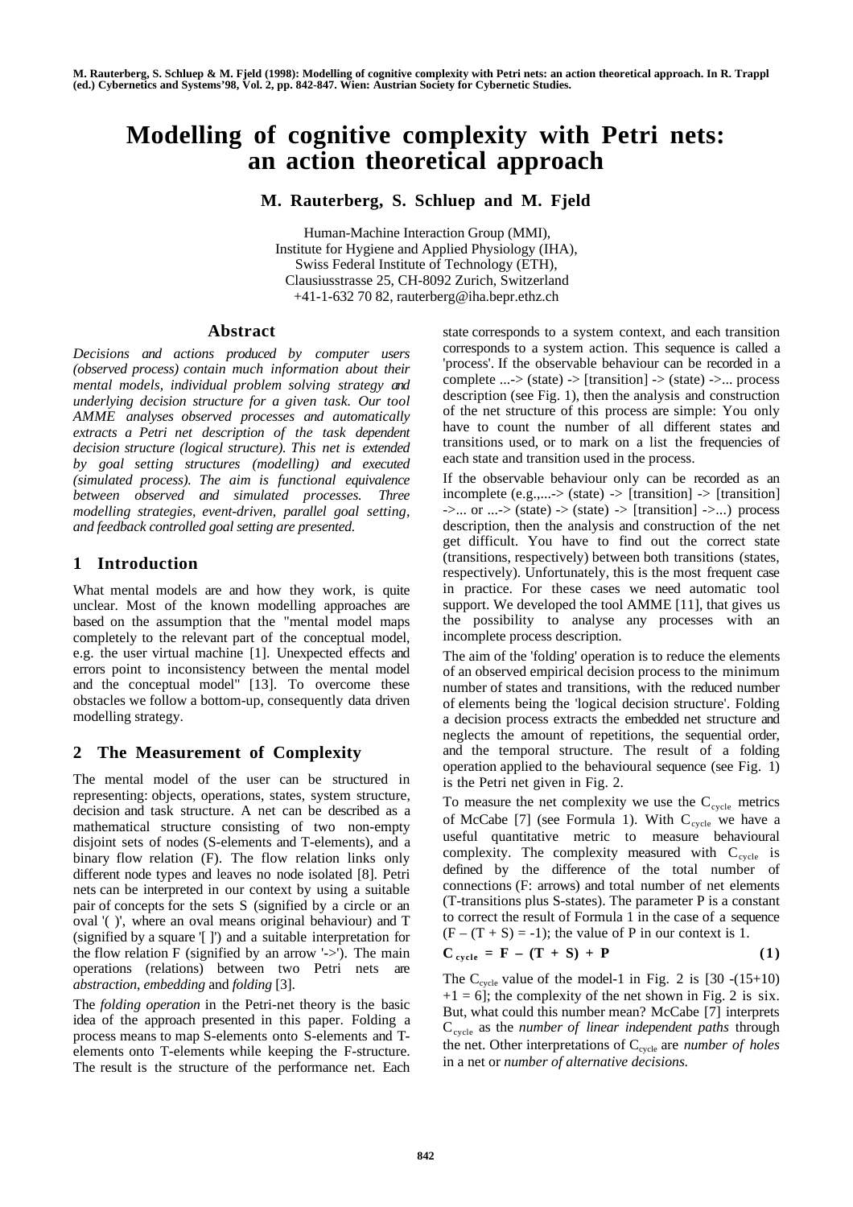M. Rauterberg, S. Schluep & M. Fjeld (1998): Modelling of cognitive complexity with Petri nets: an action theoretical approach. In R. Trappl (ed.) Cybernetics and Systems'98, Vol. 2, pp. 842-847. Wien: Austrian Society for Cybernetic Studies.

# Modelling of cognitive complexity with Petri nets: an action theoretical approach

**M. Rauterberg, S. Schluep and M. Fjeld**

Human-Machine Interaction Group (MMI),
Institute for Hygiene and Applied Physiology (IHA),
Swiss Federal Institute of Technology (ETH),
Clausiusstrasse 25, CH-8092 Zurich, Switzerland
+41-1-632 70 82, rauterberg@iha.bepr.ethz.ch

## Abstract

*Decisions and actions produced by computer users (observed process) contain much information about their mental models, individual problem solving strategy and underlying decision structure for a given task. Our tool AMME analyses observed processes and automatically extracts a Petri net description of the task dependent decision structure (logical structure). This net is extended by goal setting structures (modelling) and executed (simulated process). The aim is functional equivalence between observed and simulated processes. Three modelling strategies, event-driven, parallel goal setting, and feedback controlled goal setting are presented.*

## 1 Introduction

What mental models are and how they work, is quite unclear. Most of the known modelling approaches are based on the assumption that the "mental model maps completely to the relevant part of the conceptual model, e.g. the user virtual machine [1]. Unexpected effects and errors point to inconsistency between the mental model and the conceptual model" [13]. To overcome these obstacles we follow a bottom-up, consequently data driven modelling strategy.

## 2 The Measurement of Complexity

The mental model of the user can be structured in representing: objects, operations, states, system structure, decision and task structure. A net can be described as a mathematical structure consisting of two non-empty disjoint sets of nodes (S-elements and T-elements), and a binary flow relation (F). The flow relation links only different node types and leaves no node isolated [8]. Petri nets can be interpreted in our context by using a suitable pair of concepts for the sets S (signified by a circle or an oval '( )', where an oval means original behaviour) and T (signified by a square '[ ]') and a suitable interpretation for the flow relation F (signified by an arrow '->'). The main operations (relations) between two Petri nets are *abstraction*, *embedding* and *folding* [3].

The *folding operation* in the Petri-net theory is the basic idea of the approach presented in this paper. Folding a process means to map S-elements onto S-elements and T-elements onto T-elements while keeping the F-structure. The result is the structure of the performance net. Each state corresponds to a system context, and each transition corresponds to a system action. This sequence is called a 'process'. If the observable behaviour can be recorded in a complete ...-> (state) -> [transition] -> (state) ->... process description (see Fig. 1), then the analysis and construction of the net structure of this process are simple: You only have to count the number of all different states and transitions used, or to mark on a list the frequencies of each state and transition used in the process.

If the observable behaviour only can be recorded as an incomplete (e.g.,...-> (state) -> [transition] -> [transition] ->... or ...-> (state) -> (state) -> [transition] ->...) process description, then the analysis and construction of the net get difficult. You have to find out the correct state (transitions, respectively) between both transitions (states, respectively). Unfortunately, this is the most frequent case in practice. For these cases we need automatic tool support. We developed the tool AMME [11], that gives us the possibility to analyse any processes with an incomplete process description.

The aim of the 'folding' operation is to reduce the elements of an observed empirical decision process to the minimum number of states and transitions, with the reduced number of elements being the 'logical decision structure'. Folding a decision process extracts the embedded net structure and neglects the amount of repetitions, the sequential order, and the temporal structure. The result of a folding operation applied to the behavioural sequence (see Fig. 1) is the Petri net given in Fig. 2.

To measure the net complexity we use the $C_{cycle}$ metrics of McCabe [7] (see Formula 1). With $C_{cycle}$ we have a useful quantitative metric to measure behavioural complexity. The complexity measured with $C_{cycle}$ is defined by the difference of the total number of connections (F: arrows) and total number of net elements (T-transitions plus S-states). The parameter P is a constant to correct the result of Formula 1 in the case of a sequence $(F - (T + S) = -1)$; the value of P in our context is 1.

$$C_{cycle} = F - (T + S) + P \qquad (1)$$

The $C_{cycle}$ value of the model-1 in Fig. 2 is $[30 - (15+10) + 1 = 6]$; the complexity of the net shown in Fig. 2 is six. But, what could this number mean? McCabe [7] interprets $C_{cycle}$ as the *number of linear independent paths* through the net. Other interpretations of $C_{cycle}$ are *number of holes* in a net or *number of alternative decisions.*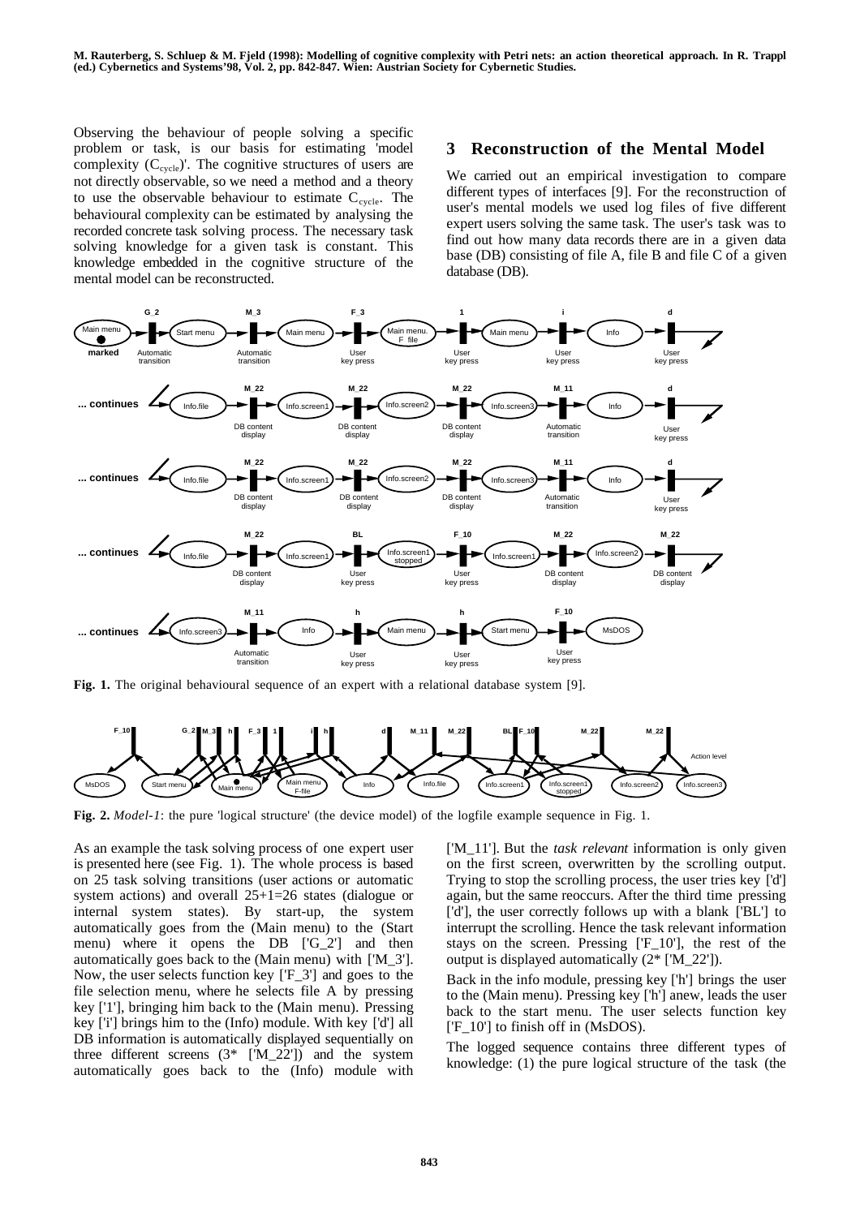Observing the behaviour of people solving a specific problem or task, is our basis for estimating 'model complexity ($C_{cycle}$)'. The cognitive structures of users are not directly observable, so we need a method and a theory to use the observable behaviour to estimate $C_{cycle}$. The behavioural complexity can be estimated by analysing the recorded concrete task solving process. The necessary task solving knowledge for a given task is constant. This knowledge embedded in the cognitive structure of the mental model can be reconstructed.

## 3 Reconstruction of the Mental Model

We carried out an empirical investigation to compare different types of interfaces [9]. For the reconstruction of user's mental models we used log files of five different expert users solving the same task. The user's task was to find out how many data records there are in a given data base (DB) consisting of file A, file B and file C of a given database (DB).

**Fig. 1.** The original behavioural sequence of an expert with a relational database system [9].

**Fig. 2.** *Model-1*: the pure 'logical structure' (the device model) of the logfile example sequence in Fig. 1.

As an example the task solving process of one expert user is presented here (see Fig. 1). The whole process is based on 25 task solving transitions (user actions or automatic system actions) and overall 25+1=26 states (dialogue or internal system states). By start-up, the system automatically goes from the (Main menu) to the (Start menu) where it opens the DB ['G_2'] and then automatically goes back to the (Main menu) with ['M_3']. Now, the user selects function key ['F_3'] and goes to the file selection menu, where he selects file A by pressing key ['1'], bringing him back to the (Main menu). Pressing key ['i'] brings him to the (Info) module. With key ['d'] all DB information is automatically displayed sequentially on three different screens (3* ['M_22']) and the system automatically goes back to the (Info) module with ['M_11']. But the *task relevant* information is only given on the first screen, overwritten by the scrolling output. Trying to stop the scrolling process, the user tries key ['d'] again, but the same reoccurs. After the third time pressing ['d'], the user correctly follows up with a blank ['BL'] to interrupt the scrolling. Hence the task relevant information stays on the screen. Pressing ['F_10'], the rest of the output is displayed automatically (2* ['M_22']).

Back in the info module, pressing key ['h'] brings the user to the (Main menu). Pressing key ['h'] anew, leads the user back to the start menu. The user selects function key ['F_10'] to finish off in (MsDOS).

The logged sequence contains three different types of knowledge: (1) the pure logical structure of the task (the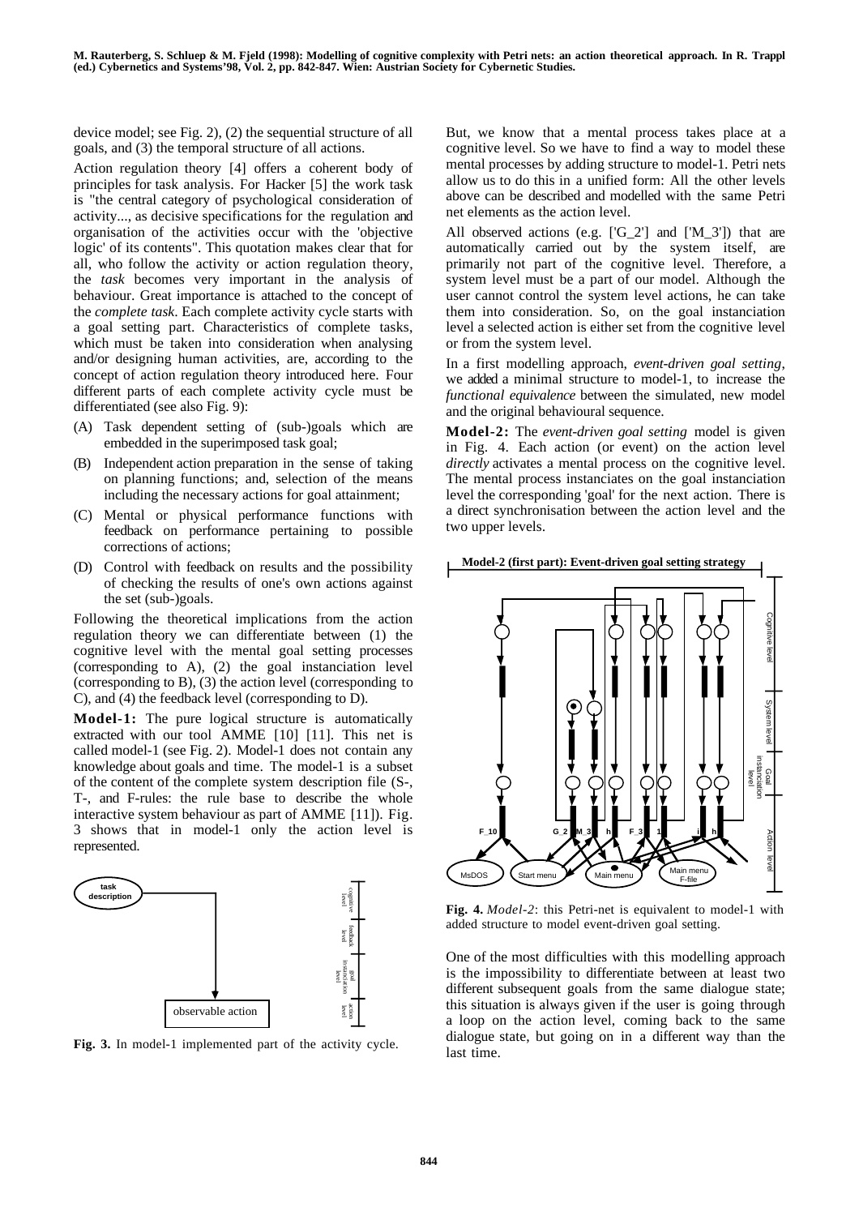device model; see Fig. 2), (2) the sequential structure of all goals, and (3) the temporal structure of all actions.

Action regulation theory [4] offers a coherent body of principles for task analysis. For Hacker [5] the work task is "the central category of psychological consideration of activity..., as decisive specifications for the regulation and organisation of the activities occur with the 'objective logic' of its contents". This quotation makes clear that for all, who follow the activity or action regulation theory, the *task* becomes very important in the analysis of behaviour. Great importance is attached to the concept of the *complete task*. Each complete activity cycle starts with a goal setting part. Characteristics of complete tasks, which must be taken into consideration when analysing and/or designing human activities, are, according to the concept of action regulation theory introduced here. Four different parts of each complete activity cycle must be differentiated (see also Fig. 9):

(A) Task dependent setting of (sub-)goals which are embedded in the superimposed task goal;

(B) Independent action preparation in the sense of taking on planning functions; and, selection of the means including the necessary actions for goal attainment;

(C) Mental or physical performance functions with feedback on performance pertaining to possible corrections of actions;

(D) Control with feedback on results and the possibility of checking the results of one's own actions against the set (sub-)goals.

Following the theoretical implications from the action regulation theory we can differentiate between (1) the cognitive level with the mental goal setting processes (corresponding to A), (2) the goal instanciation level (corresponding to B), (3) the action level (corresponding to C), and (4) the feedback level (corresponding to D).

**Model-1:** The pure logical structure is automatically extracted with our tool AMME [10] [11]. This net is called model-1 (see Fig. 2). Model-1 does not contain any knowledge about goals and time. The model-1 is a subset of the content of the complete system description file (S-, T-, and F-rules: the rule base to describe the whole interactive system behaviour as part of AMME [11]). Fig. 3 shows that in model-1 only the action level is represented.

**Fig. 3.** In model-1 implemented part of the activity cycle.

But, we know that a mental process takes place at a cognitive level. So we have to find a way to model these mental processes by adding structure to model-1. Petri nets allow us to do this in a unified form: All the other levels above can be described and modelled with the same Petri net elements as the action level.

All observed actions (e.g. ['G_2'] and ['M_3']) that are automatically carried out by the system itself, are primarily not part of the cognitive level. Therefore, a system level must be a part of our model. Although the user cannot control the system level actions, he can take them into consideration. So, on the goal instanciation level a selected action is either set from the cognitive level or from the system level.

In a first modelling approach, *event-driven goal setting*, we added a minimal structure to model-1, to increase the *functional equivalence* between the simulated, new model and the original behavioural sequence.

**Model-2:** The *event-driven goal setting* model is given in Fig. 4. Each action (or event) on the action level *directly* activates a mental process on the cognitive level. The mental process instanciates on the goal instanciation level the corresponding 'goal' for the next action. There is a direct synchronisation between the action level and the two upper levels.

**Fig. 4.** *Model-2*: this Petri-net is equivalent to model-1 with added structure to model event-driven goal setting.

One of the most difficulties with this modelling approach is the impossibility to differentiate between at least two different subsequent goals from the same dialogue state; this situation is always given if the user is going through a loop on the action level, coming back to the same dialogue state, but going on in a different way than the last time.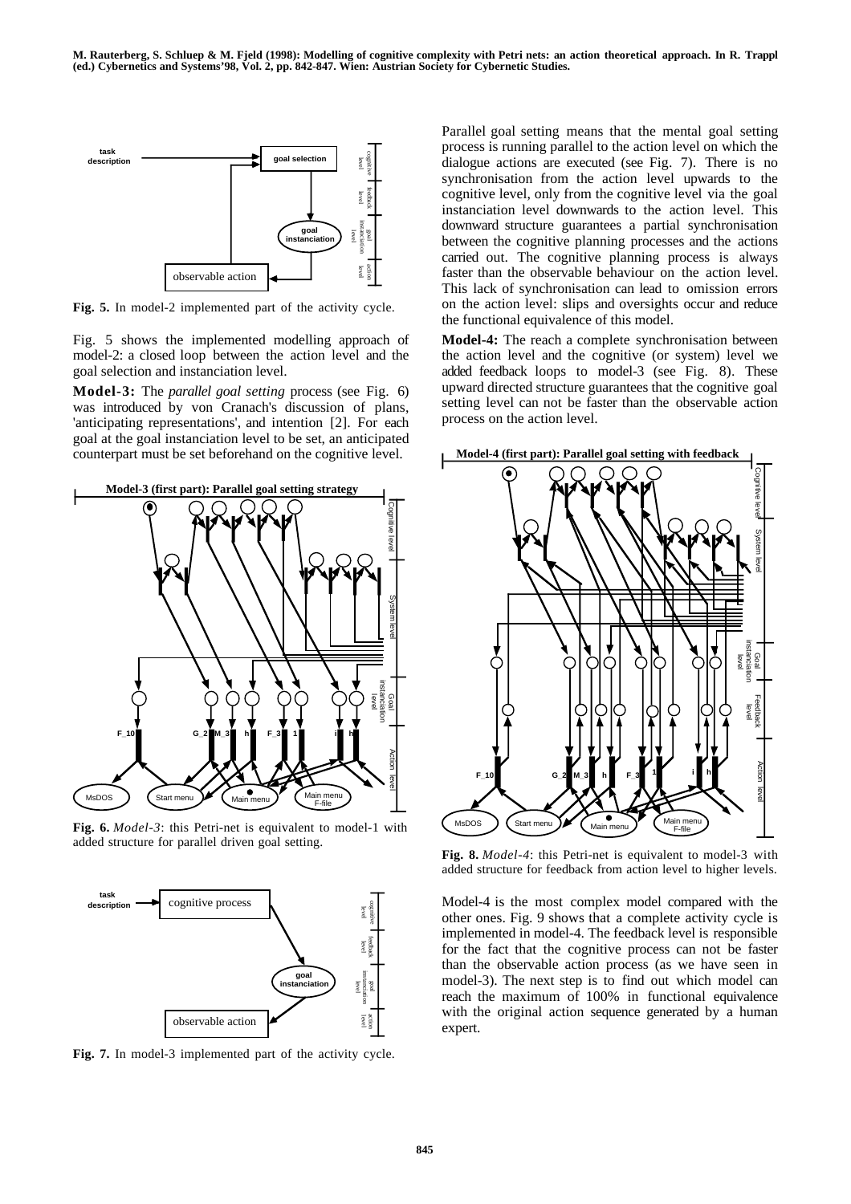**Fig. 5.** In model-2 implemented part of the activity cycle.

Fig. 5 shows the implemented modelling approach of model-2: a closed loop between the action level and the goal selection and instanciation level.

**Model-3:** The *parallel goal setting* process (see Fig. 6) was introduced by von Cranach's discussion of plans, 'anticipating representations', and intention [2]. For each goal at the goal instanciation level to be set, an anticipated counterpart must be set beforehand on the cognitive level.

**Fig. 6.** *Model-3*: this Petri-net is equivalent to model-1 with added structure for parallel driven goal setting.

**Fig. 7.** In model-3 implemented part of the activity cycle.

Parallel goal setting means that the mental goal setting process is running parallel to the action level on which the dialogue actions are executed (see Fig. 7). There is no synchronisation from the action level upwards to the cognitive level, only from the cognitive level via the goal instanciation level downwards to the action level. This downward structure guarantees a partial synchronisation between the cognitive planning processes and the actions carried out. The cognitive planning process is always faster than the observable behaviour on the action level. This lack of synchronisation can lead to omission errors on the action level: slips and oversights occur and reduce the functional equivalence of this model.

**Model-4:** The reach a complete synchronisation between the action level and the cognitive (or system) level we added feedback loops to model-3 (see Fig. 8). These upward directed structure guarantees that the cognitive goal setting level can not be faster than the observable action process on the action level.

**Fig. 8.** *Model-4*: this Petri-net is equivalent to model-3 with added structure for feedback from action level to higher levels.

Model-4 is the most complex model compared with the other ones. Fig. 9 shows that a complete activity cycle is implemented in model-4. The feedback level is responsible for the fact that the cognitive process can not be faster than the observable action process (as we have seen in model-3). The next step is to find out which model can reach the maximum of 100% in functional equivalence with the original action sequence generated by a human expert.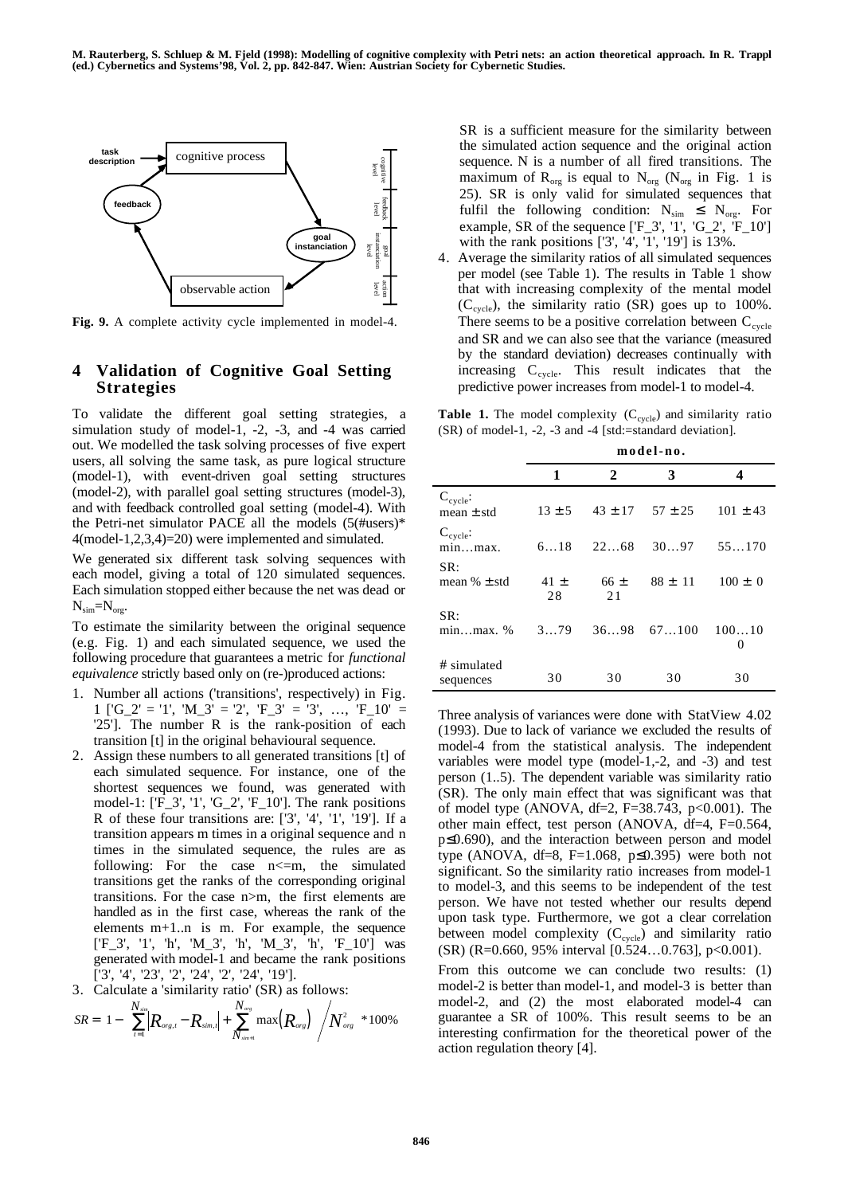**Fig. 9.** A complete activity cycle implemented in model-4.

## 4 Validation of Cognitive Goal Setting Strategies

To validate the different goal setting strategies, a simulation study of model-1, -2, -3, and -4 was carried out. We modelled the task solving processes of five expert users, all solving the same task, as pure logical structure (model-1), with event-driven goal setting structures (model-2), with parallel goal setting structures (model-3), and with feedback controlled goal setting (model-4). With the Petri-net simulator PACE all the models (5(#users)* 4(model-1,2,3,4)=20) were implemented and simulated.

We generated six different task solving sequences with each model, giving a total of 120 simulated sequences. Each simulation stopped either because the net was dead or $N_{sim}=N_{org}$.

To estimate the similarity between the original sequence (e.g. Fig. 1) and each simulated sequence, we used the following procedure that guarantees a metric for *functional equivalence* strictly based only on (re-)produced actions:

1. Number all actions ('transitions', respectively) in Fig. 1 ['G_2' = '1', 'M_3' = '2', 'F_3' = '3', …, 'F_10' = '25']. The number R is the rank-position of each transition [t] in the original behavioural sequence.
2. Assign these numbers to all generated transitions [t] of each simulated sequence. For instance, one of the shortest sequences we found, was generated with model-1: ['F_3', '1', 'G_2', 'F_10']. The rank positions R of these four transitions are: ['3', '4', '1', '19']. If a transition appears m times in a original sequence and n times in the simulated sequence, the rules are as following: For the case n<=m, the simulated transitions get the ranks of the corresponding original transitions. For the case n>m, the first elements are handled as in the first case, whereas the rank of the elements m+1..n is m. For example, the sequence ['F_3', '1', 'h', 'M_3', 'h', 'F_10'] was generated with model-1 and became the rank positions ['3', '4', '23', '2', '24', '2', '24', '19'].
3. Calculate a 'similarity ratio' (SR) as follows:

$$SR = 1 - \left( \sum_{t=1}^{N_{sim}} \left| R_{org,t} - R_{sim,t} \right| + \sum_{N_{sim+1}}^{N_{org}} \max\left(R_{org}\right) \right) \Big/ N_{org}^{2} \ *100\%$$

SR is a sufficient measure for the similarity between the simulated action sequence and the original action sequence. N is a number of all fired transitions. The maximum of $R_{org}$ is equal to $N_{org}$ ($N_{org}$ in Fig. 1 is 25). SR is only valid for simulated sequences that fulfil the following condition: $N_{sim} \leq N_{org}$. For example, SR of the sequence ['F_3', '1', 'G_2', 'F_10'] with the rank positions ['3', '4', '1', '19'] is 13%.

4. Average the similarity ratios of all simulated sequences per model (see Table 1). The results in Table 1 show that with increasing complexity of the mental model ($C_{cycle}$), the similarity ratio (SR) goes up to 100%. There seems to be a positive correlation between $C_{cycle}$ and SR and we can also see that the variance (measured by the standard deviation) decreases continually with increasing $C_{cycle}$. This result indicates that the predictive power increases from model-1 to model-4.

**Table 1.** The model complexity ($C_{cycle}$) and similarity ratio (SR) of model-1, -2, -3 and -4 [std:=standard deviation].

| | model-no. | | | |
|---|---|---|---|---|
| | **1** | **2** | **3** | **4** |
| $C_{cycle}$: mean ± std | 13 ± 5 | 43 ± 17 | 57 ± 25 | 101 ± 43 |
| $C_{cycle}$: min…max. | 6…18 | 22…68 | 30…97 | 55…170 |
| SR: mean % ± std | 41 ± 28 | 66 ± 21 | 88 ± 11 | 100 ± 0 |
| SR: min…max. % | 3…79 | 36…98 | 67…100 | 100…100 |
| # simulated sequences | 30 | 30 | 30 | 30 |

Three analysis of variances were done with StatView 4.02 (1993). Due to lack of variance we excluded the results of model-4 from the statistical analysis. The independent variables were model type (model-1,-2, and -3) and test person (1..5). The dependent variable was similarity ratio (SR). The only main effect that was significant was that of model type (ANOVA, df=2, F=38.743, $p<0.001$). The other main effect, test person (ANOVA, df=4, F=0.564, $p\leq0.690$), and the interaction between person and model type (ANOVA, df=8, F=1.068, $p\leq0.395$) were both not significant. So the similarity ratio increases from model-1 to model-3, and this seems to be independent of the test person. We have not tested whether our results depend upon task type. Furthermore, we got a clear correlation between model complexity ($C_{cycle}$) and similarity ratio (SR) (R=0.660, 95% interval [0.524…0.763], $p<0.001$).

From this outcome we can conclude two results: (1) model-2 is better than model-1, and model-3 is better than model-2, and (2) the most elaborated model-4 can guarantee a SR of 100%. This result seems to be an interesting confirmation for the theoretical power of the action regulation theory [4].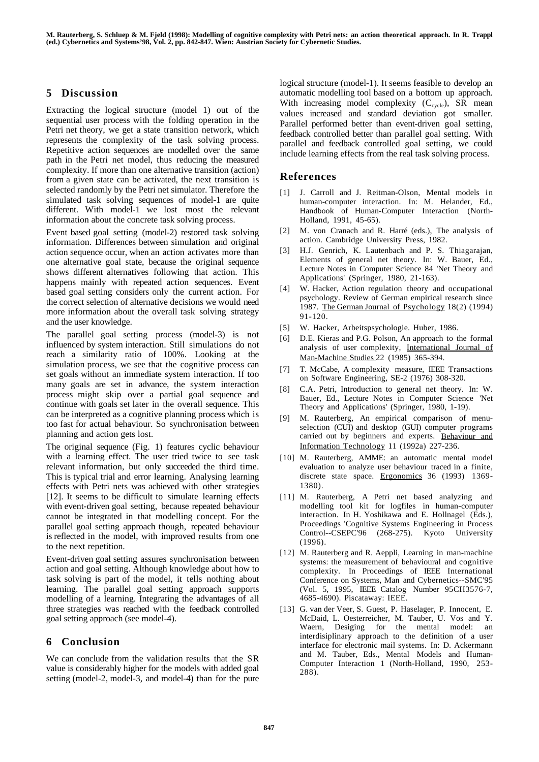## 5 Discussion

Extracting the logical structure (model 1) out of the sequential user process with the folding operation in the Petri net theory, we get a state transition network, which represents the complexity of the task solving process. Repetitive action sequences are modelled over the same path in the Petri net model, thus reducing the measured complexity. If more than one alternative transition (action) from a given state can be activated, the next transition is selected randomly by the Petri net simulator. Therefore the simulated task solving sequences of model-1 are quite different. With model-1 we lost most the relevant information about the concrete task solving process.

Event based goal setting (model-2) restored task solving information. Differences between simulation and original action sequence occur, when an action activates more than one alternative goal state, because the original sequence shows different alternatives following that action. This happens mainly with repeated action sequences. Event based goal setting considers only the current action. For the correct selection of alternative decisions we would need more information about the overall task solving strategy and the user knowledge.

The parallel goal setting process (model-3) is not influenced by system interaction. Still simulations do not reach a similarity ratio of 100%. Looking at the simulation process, we see that the cognitive process can set goals without an immediate system interaction. If too many goals are set in advance, the system interaction process might skip over a partial goal sequence and continue with goals set later in the overall sequence. This can be interpreted as a cognitive planning process which is too fast for actual behaviour. So synchronisation between planning and action gets lost.

The original sequence (Fig. 1) features cyclic behaviour with a learning effect. The user tried twice to see task relevant information, but only succeeded the third time. This is typical trial and error learning. Analysing learning effects with Petri nets was achieved with other strategies [12]. It seems to be difficult to simulate learning effects with event-driven goal setting, because repeated behaviour cannot be integrated in that modelling concept. For the parallel goal setting approach though, repeated behaviour is reflected in the model, with improved results from one to the next repetition.

Event-driven goal setting assures synchronisation between action and goal setting. Although knowledge about how to task solving is part of the model, it tells nothing about learning. The parallel goal setting approach supports modelling of a learning. Integrating the advantages of all three strategies was reached with the feedback controlled goal setting approach (see model-4).

## 6 Conclusion

We can conclude from the validation results that the SR value is considerably higher for the models with added goal setting (model-2, model-3, and model-4) than for the pure logical structure (model-1). It seems feasible to develop an automatic modelling tool based on a bottom up approach. With increasing model complexity ($C_{cycle}$), SR mean values increased and standard deviation got smaller. Parallel performed better than event-driven goal setting, feedback controlled better than parallel goal setting. With parallel and feedback controlled goal setting, we could include learning effects from the real task solving process.

## References

[1] J. Carroll and J. Reitman-Olson, Mental models in human-computer interaction. In: M. Helander, Ed., Handbook of Human-Computer Interaction (North-Holland, 1991, 45-65).

[2] M. von Cranach and R. Harré (eds.), The analysis of action. Cambridge University Press, 1982.

[3] H.J. Genrich, K. Lautenbach and P. S. Thiagarajan, Elements of general net theory. In: W. Bauer, Ed., Lecture Notes in Computer Science 84 'Net Theory and Applications' (Springer, 1980, 21-163).

[4] W. Hacker, Action regulation theory and occupational psychology. Review of German empirical research since 1987. The German Journal of Psychology 18(2) (1994) 91-120.

[5] W. Hacker, Arbeitspsychologie. Huber, 1986.

[6] D.E. Kieras and P.G. Polson, An approach to the formal analysis of user complexity, International Journal of Man-Machine Studies 22 (1985) 365-394.

[7] T. McCabe, A complexity measure, IEEE Transactions on Software Engineering, SE-2 (1976) 308-320.

[8] C.A. Petri, Introduction to general net theory. In: W. Bauer, Ed., Lecture Notes in Computer Science 'Net Theory and Applications' (Springer, 1980, 1-19).

[9] M. Rauterberg, An empirical comparison of menu-selection (CUI) and desktop (GUI) computer programs carried out by beginners and experts. Behaviour and Information Technology 11 (1992a) 227-236.

[10] M. Rauterberg, AMME: an automatic mental model evaluation to analyze user behaviour traced in a finite, discrete state space. Ergonomics 36 (1993) 1369-1380).

[11] M. Rauterberg, A Petri net based analyzing and modelling tool kit for logfiles in human-computer interaction. In H. Yoshikawa and E. Hollnagel (Eds.), Proceedings 'Cognitive Systems Engineering in Process Control--CSEPC'96 (268-275). Kyoto University (1996).

[12] M. Rauterberg and R. Aeppli, Learning in man-machine systems: the measurement of behavioural and cognitive complexity. In Proceedings of IEEE International Conference on Systems, Man and Cybernetics--SMC'95 (Vol. 5, 1995, IEEE Catalog Number 95CH3576-7, 4685-4690). Piscataway: IEEE.

[13] G. van der Veer, S. Guest, P. Haselager, P. Innocent, E. McDaid, L. Oesterreicher, M. Tauber, U. Vos and Y. Waern, Desiging for the mental model: an interdisiplinary approach to the definition of a user interface for electronic mail systems. In: D. Ackermann and M. Tauber, Eds., Mental Models and Human-Computer Interaction 1 (North-Holland, 1990, 253-288).